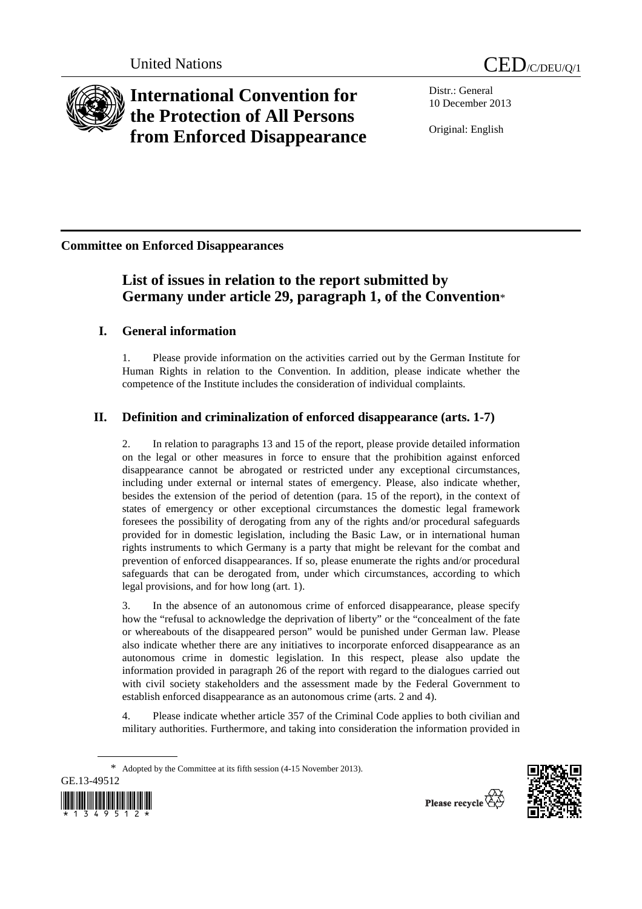United Nations CED/C/DEU/Q/1

# International Convention for the Protection of All Persons from Enforced Disappearance

Distr.: General
10 December 2013

Original: English

**Committee on Enforced Disappearances**

## List of issues in relation to the report submitted by Germany under article 29, paragraph 1, of the Convention*

## I. General information

1. Please provide information on the activities carried out by the German Institute for Human Rights in relation to the Convention. In addition, please indicate whether the competence of the Institute includes the consideration of individual complaints.

## II. Definition and criminalization of enforced disappearance (arts. 1-7)

2. In relation to paragraphs 13 and 15 of the report, please provide detailed information on the legal or other measures in force to ensure that the prohibition against enforced disappearance cannot be abrogated or restricted under any exceptional circumstances, including under external or internal states of emergency. Please, also indicate whether, besides the extension of the period of detention (para. 15 of the report), in the context of states of emergency or other exceptional circumstances the domestic legal framework foresees the possibility of derogating from any of the rights and/or procedural safeguards provided for in domestic legislation, including the Basic Law, or in international human rights instruments to which Germany is a party that might be relevant for the combat and prevention of enforced disappearances. If so, please enumerate the rights and/or procedural safeguards that can be derogated from, under which circumstances, according to which legal provisions, and for how long (art. 1).

3. In the absence of an autonomous crime of enforced disappearance, please specify how the "refusal to acknowledge the deprivation of liberty" or the "concealment of the fate or whereabouts of the disappeared person" would be punished under German law. Please also indicate whether there are any initiatives to incorporate enforced disappearance as an autonomous crime in domestic legislation. In this respect, please also update the information provided in paragraph 26 of the report with regard to the dialogues carried out with civil society stakeholders and the assessment made by the Federal Government to establish enforced disappearance as an autonomous crime (arts. 2 and 4).

4. Please indicate whether article 357 of the Criminal Code applies to both civilian and military authorities. Furthermore, and taking into consideration the information provided in

* Adopted by the Committee at its fifth session (4-15 November 2013).

GE.13-49512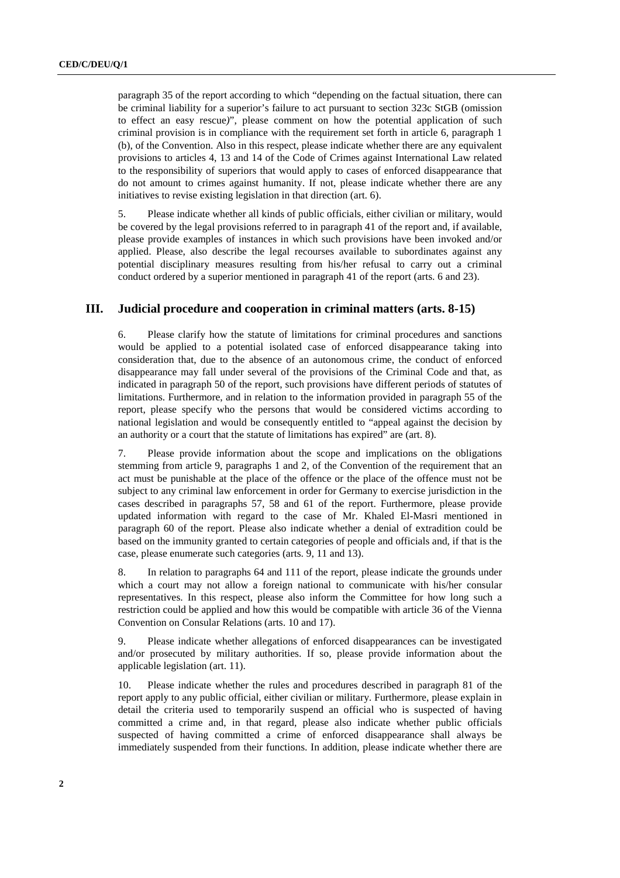paragraph 35 of the report according to which "depending on the factual situation, there can be criminal liability for a superior's failure to act pursuant to section 323c StGB (omission to effect an easy rescue*)*", please comment on how the potential application of such criminal provision is in compliance with the requirement set forth in article 6, paragraph 1 (b), of the Convention. Also in this respect, please indicate whether there are any equivalent provisions to articles 4, 13 and 14 of the Code of Crimes against International Law related to the responsibility of superiors that would apply to cases of enforced disappearance that do not amount to crimes against humanity. If not, please indicate whether there are any initiatives to revise existing legislation in that direction (art. 6).

5. Please indicate whether all kinds of public officials, either civilian or military, would be covered by the legal provisions referred to in paragraph 41 of the report and, if available, please provide examples of instances in which such provisions have been invoked and/or applied. Please, also describe the legal recourses available to subordinates against any potential disciplinary measures resulting from his/her refusal to carry out a criminal conduct ordered by a superior mentioned in paragraph 41 of the report (arts. 6 and 23).

## III. Judicial procedure and cooperation in criminal matters (arts. 8-15)

6. Please clarify how the statute of limitations for criminal procedures and sanctions would be applied to a potential isolated case of enforced disappearance taking into consideration that, due to the absence of an autonomous crime, the conduct of enforced disappearance may fall under several of the provisions of the Criminal Code and that, as indicated in paragraph 50 of the report, such provisions have different periods of statutes of limitations. Furthermore, and in relation to the information provided in paragraph 55 of the report, please specify who the persons that would be considered victims according to national legislation and would be consequently entitled to "appeal against the decision by an authority or a court that the statute of limitations has expired" are (art. 8).

7. Please provide information about the scope and implications on the obligations stemming from article 9, paragraphs 1 and 2, of the Convention of the requirement that an act must be punishable at the place of the offence or the place of the offence must not be subject to any criminal law enforcement in order for Germany to exercise jurisdiction in the cases described in paragraphs 57, 58 and 61 of the report. Furthermore, please provide updated information with regard to the case of Mr. Khaled El-Masri mentioned in paragraph 60 of the report. Please also indicate whether a denial of extradition could be based on the immunity granted to certain categories of people and officials and, if that is the case, please enumerate such categories (arts. 9, 11 and 13).

8. In relation to paragraphs 64 and 111 of the report, please indicate the grounds under which a court may not allow a foreign national to communicate with his/her consular representatives. In this respect, please also inform the Committee for how long such a restriction could be applied and how this would be compatible with article 36 of the Vienna Convention on Consular Relations (arts. 10 and 17).

9. Please indicate whether allegations of enforced disappearances can be investigated and/or prosecuted by military authorities. If so, please provide information about the applicable legislation (art. 11).

10. Please indicate whether the rules and procedures described in paragraph 81 of the report apply to any public official, either civilian or military. Furthermore, please explain in detail the criteria used to temporarily suspend an official who is suspected of having committed a crime and, in that regard, please also indicate whether public officials suspected of having committed a crime of enforced disappearance shall always be immediately suspended from their functions. In addition, please indicate whether there are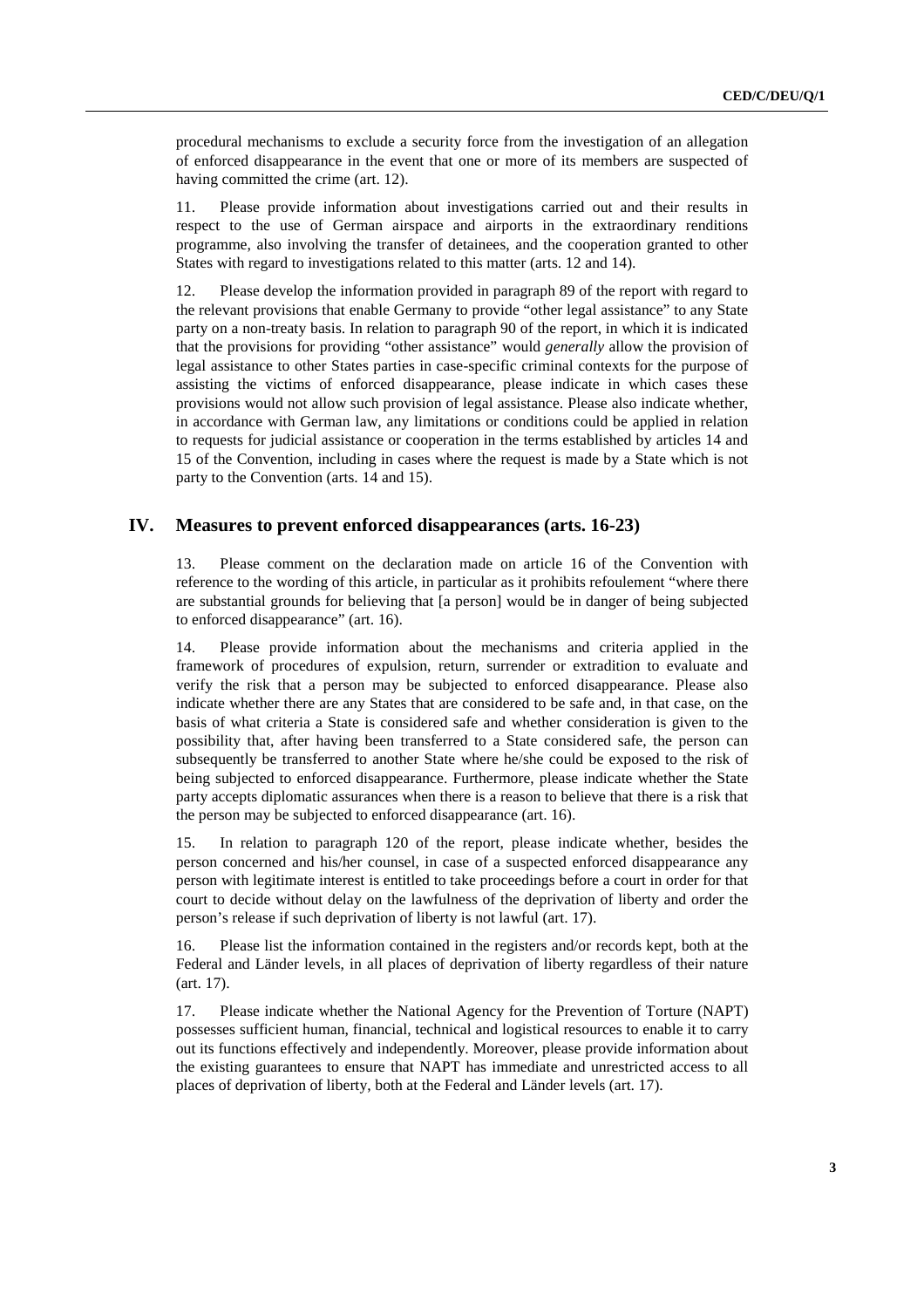procedural mechanisms to exclude a security force from the investigation of an allegation of enforced disappearance in the event that one or more of its members are suspected of having committed the crime (art. 12).

11. Please provide information about investigations carried out and their results in respect to the use of German airspace and airports in the extraordinary renditions programme, also involving the transfer of detainees, and the cooperation granted to other States with regard to investigations related to this matter (arts. 12 and 14).

12. Please develop the information provided in paragraph 89 of the report with regard to the relevant provisions that enable Germany to provide "other legal assistance" to any State party on a non-treaty basis. In relation to paragraph 90 of the report, in which it is indicated that the provisions for providing "other assistance" would *generally* allow the provision of legal assistance to other States parties in case-specific criminal contexts for the purpose of assisting the victims of enforced disappearance, please indicate in which cases these provisions would not allow such provision of legal assistance. Please also indicate whether, in accordance with German law, any limitations or conditions could be applied in relation to requests for judicial assistance or cooperation in the terms established by articles 14 and 15 of the Convention, including in cases where the request is made by a State which is not party to the Convention (arts. 14 and 15).

## IV. Measures to prevent enforced disappearances (arts. 16-23)

13. Please comment on the declaration made on article 16 of the Convention with reference to the wording of this article, in particular as it prohibits refoulement "where there are substantial grounds for believing that [a person] would be in danger of being subjected to enforced disappearance" (art. 16).

14. Please provide information about the mechanisms and criteria applied in the framework of procedures of expulsion, return, surrender or extradition to evaluate and verify the risk that a person may be subjected to enforced disappearance. Please also indicate whether there are any States that are considered to be safe and, in that case, on the basis of what criteria a State is considered safe and whether consideration is given to the possibility that, after having been transferred to a State considered safe, the person can subsequently be transferred to another State where he/she could be exposed to the risk of being subjected to enforced disappearance. Furthermore, please indicate whether the State party accepts diplomatic assurances when there is a reason to believe that there is a risk that the person may be subjected to enforced disappearance (art. 16).

15. In relation to paragraph 120 of the report, please indicate whether, besides the person concerned and his/her counsel, in case of a suspected enforced disappearance any person with legitimate interest is entitled to take proceedings before a court in order for that court to decide without delay on the lawfulness of the deprivation of liberty and order the person's release if such deprivation of liberty is not lawful (art. 17).

16. Please list the information contained in the registers and/or records kept, both at the Federal and Länder levels, in all places of deprivation of liberty regardless of their nature (art. 17).

17. Please indicate whether the National Agency for the Prevention of Torture (NAPT) possesses sufficient human, financial, technical and logistical resources to enable it to carry out its functions effectively and independently. Moreover, please provide information about the existing guarantees to ensure that NAPT has immediate and unrestricted access to all places of deprivation of liberty, both at the Federal and Länder levels (art. 17).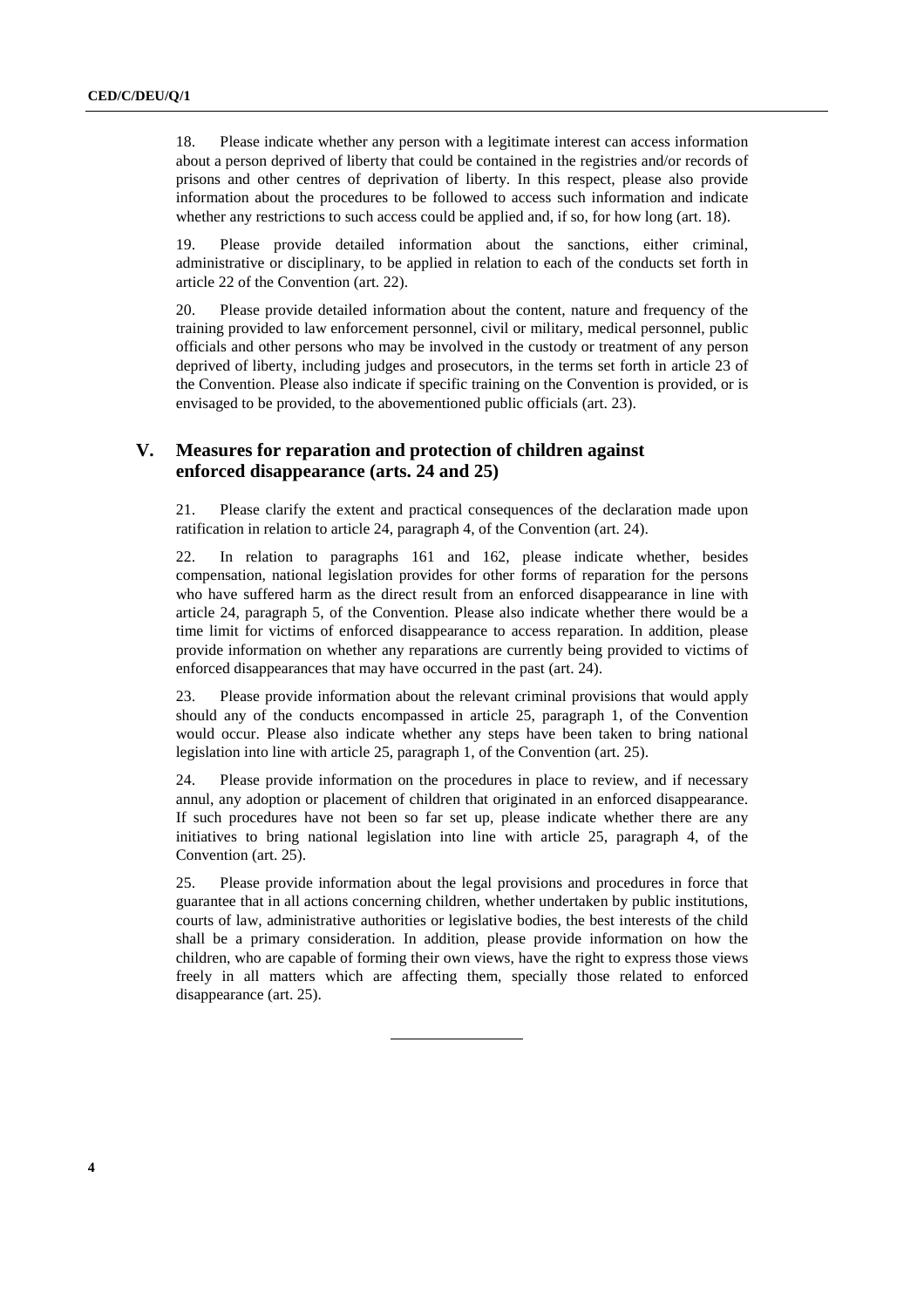18. Please indicate whether any person with a legitimate interest can access information about a person deprived of liberty that could be contained in the registries and/or records of prisons and other centres of deprivation of liberty. In this respect, please also provide information about the procedures to be followed to access such information and indicate whether any restrictions to such access could be applied and, if so, for how long (art. 18).

19. Please provide detailed information about the sanctions, either criminal, administrative or disciplinary, to be applied in relation to each of the conducts set forth in article 22 of the Convention (art. 22).

20. Please provide detailed information about the content, nature and frequency of the training provided to law enforcement personnel, civil or military, medical personnel, public officials and other persons who may be involved in the custody or treatment of any person deprived of liberty, including judges and prosecutors, in the terms set forth in article 23 of the Convention. Please also indicate if specific training on the Convention is provided, or is envisaged to be provided, to the abovementioned public officials (art. 23).

## V. Measures for reparation and protection of children against enforced disappearance (arts. 24 and 25)

21. Please clarify the extent and practical consequences of the declaration made upon ratification in relation to article 24, paragraph 4, of the Convention (art. 24).

22. In relation to paragraphs 161 and 162, please indicate whether, besides compensation, national legislation provides for other forms of reparation for the persons who have suffered harm as the direct result from an enforced disappearance in line with article 24, paragraph 5, of the Convention. Please also indicate whether there would be a time limit for victims of enforced disappearance to access reparation. In addition, please provide information on whether any reparations are currently being provided to victims of enforced disappearances that may have occurred in the past (art. 24).

23. Please provide information about the relevant criminal provisions that would apply should any of the conducts encompassed in article 25, paragraph 1, of the Convention would occur. Please also indicate whether any steps have been taken to bring national legislation into line with article 25, paragraph 1, of the Convention (art. 25).

24. Please provide information on the procedures in place to review, and if necessary annul, any adoption or placement of children that originated in an enforced disappearance. If such procedures have not been so far set up, please indicate whether there are any initiatives to bring national legislation into line with article 25, paragraph 4, of the Convention (art. 25).

25. Please provide information about the legal provisions and procedures in force that guarantee that in all actions concerning children, whether undertaken by public institutions, courts of law, administrative authorities or legislative bodies, the best interests of the child shall be a primary consideration. In addition, please provide information on how the children, who are capable of forming their own views, have the right to express those views freely in all matters which are affecting them, specially those related to enforced disappearance (art. 25).